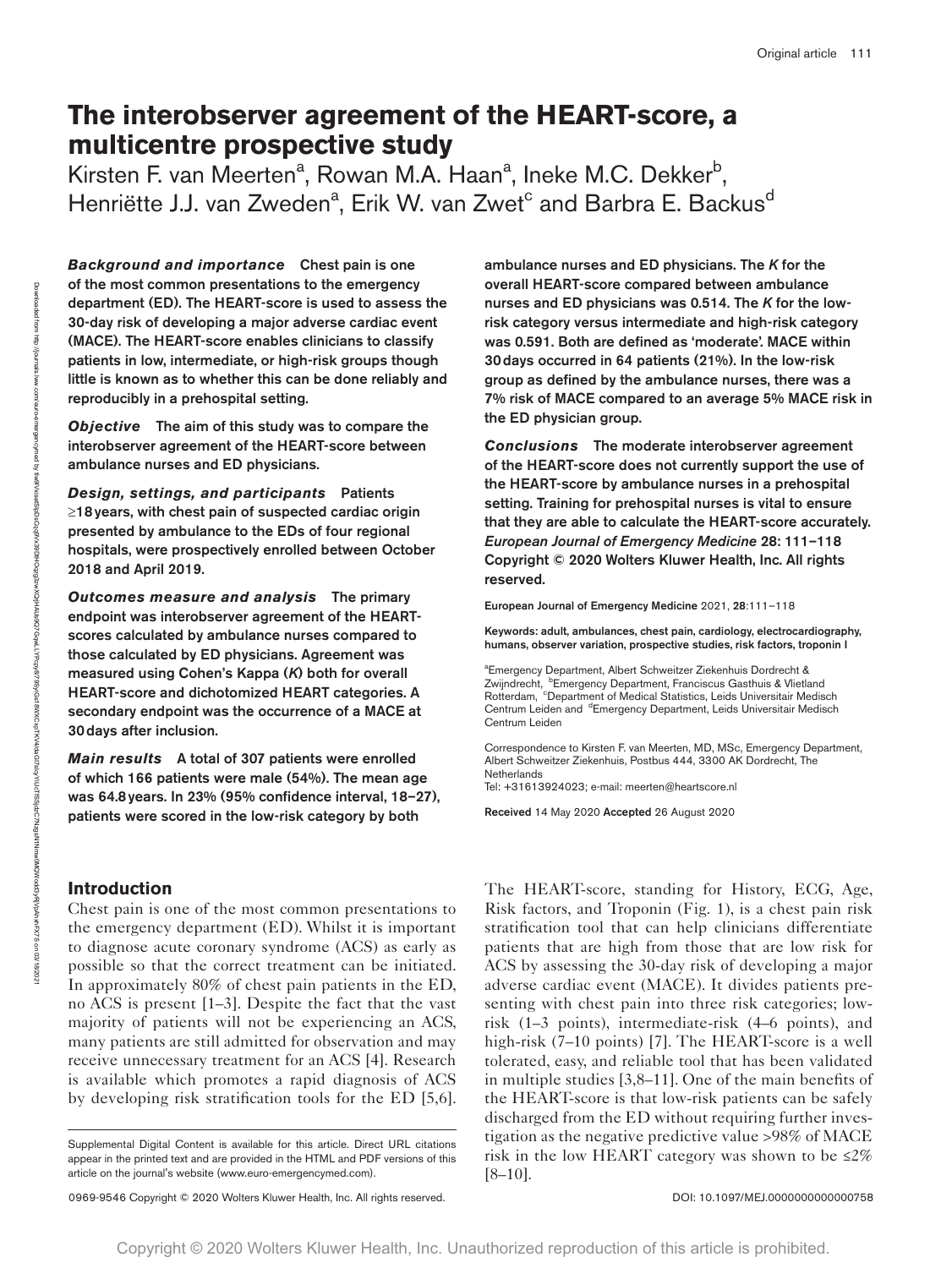# The interobserver agreement of the HEART-score, a multicentre prospective study

Kirsten F. van Meerten[a], Rowan M.A. Haan[a], Ineke M.C. Dekker[b], Henriëtte J.J. van Zweden[a], Erik W. van Zwet[c] and Barbra E. Backus[d]

***Background and importance*** **Chest pain is one of the most common presentations to the emergency department (ED). The HEART-score is used to assess the 30-day risk of developing a major adverse cardiac event (MACE). The HEART-score enables clinicians to classify patients in low, intermediate, or high-risk groups though little is known as to whether this can be done reliably and reproducibly in a prehospital setting.**

***Objective*** **The aim of this study was to compare the interobserver agreement of the HEART-score between ambulance nurses and ED physicians.**

***Design, settings, and participants*** **Patients ≥18 years, with chest pain of suspected cardiac origin presented by ambulance to the EDs of four regional hospitals, were prospectively enrolled between October 2018 and April 2019.**

***Outcomes measure and analysis*** **The primary endpoint was interobserver agreement of the HEART-scores calculated by ambulance nurses compared to those calculated by ED physicians. Agreement was measured using Cohen's Kappa (*K*) both for overall HEART-score and dichotomized HEART categories. A secondary endpoint was the occurrence of a MACE at 30 days after inclusion.**

***Main results*** **A total of 307 patients were enrolled of which 166 patients were male (54%). The mean age was 64.8 years. In 23% (95% confidence interval, 18–27), patients were scored in the low-risk category by both ambulance nurses and ED physicians. The *K* for the overall HEART-score compared between ambulance nurses and ED physicians was 0.514. The *K* for the low-risk category versus intermediate and high-risk category was 0.591. Both are defined as 'moderate'. MACE within 30 days occurred in 64 patients (21%). In the low-risk group as defined by the ambulance nurses, there was a 7% risk of MACE compared to an average 5% MACE risk in the ED physician group.**

***Conclusions*** **The moderate interobserver agreement of the HEART-score does not currently support the use of the HEART-score by ambulance nurses in a prehospital setting. Training for prehospital nurses is vital to ensure that they are able to calculate the HEART-score accurately.** ***European Journal of Emergency Medicine*** **28: 111–118 Copyright © 2020 Wolters Kluwer Health, Inc. All rights reserved.**

European Journal of Emergency Medicine 2021, **28**:111–118

Keywords: adult, ambulances, chest pain, cardiology, electrocardiography, humans, observer variation, prospective studies, risk factors, troponin I

[a]Emergency Department, Albert Schweitzer Ziekenhuis Dordrecht & Zwijndrecht, [b]Emergency Department, Franciscus Gasthuis & Vlietland Rotterdam, [c]Department of Medical Statistics, Leids Universitair Medisch Centrum Leiden and [d]Emergency Department, Leids Universitair Medisch Centrum Leiden

Correspondence to Kirsten F. van Meerten, MD, MSc, Emergency Department, Albert Schweitzer Ziekenhuis, Postbus 444, 3300 AK Dordrecht, The Netherlands
Tel: +31613924023; e-mail: meerten@heartscore.nl

**Received** 14 May 2020 **Accepted** 26 August 2020

## Introduction

Chest pain is one of the most common presentations to the emergency department (ED). Whilst it is important to diagnose acute coronary syndrome (ACS) as early as possible so that the correct treatment can be initiated. In approximately 80% of chest pain patients in the ED, no ACS is present [1–3]. Despite the fact that the vast majority of patients will not be experiencing an ACS, many patients are still admitted for observation and may receive unnecessary treatment for an ACS [4]. Research is available which promotes a rapid diagnosis of ACS by developing risk stratification tools for the ED [5,6].

The HEART-score, standing for History, ECG, Age, Risk factors, and Troponin (Fig. 1), is a chest pain risk stratification tool that can help clinicians differentiate patients that are high from those that are low risk for ACS by assessing the 30-day risk of developing a major adverse cardiac event (MACE). It divides patients presenting with chest pain into three risk categories; low-risk (1–3 points), intermediate-risk (4–6 points), and high-risk (7–10 points) [7]. The HEART-score is a well tolerated, easy, and reliable tool that has been validated in multiple studies [3,8–11]. One of the main benefits of the HEART-score is that low-risk patients can be safely discharged from the ED without requiring further investigation as the negative predictive value >98% of MACE risk in the low HEART category was shown to be ≤2% [8–10].

Supplemental Digital Content is available for this article. Direct URL citations appear in the printed text and are provided in the HTML and PDF versions of this article on the journal's website (www.euro-emergencymed.com).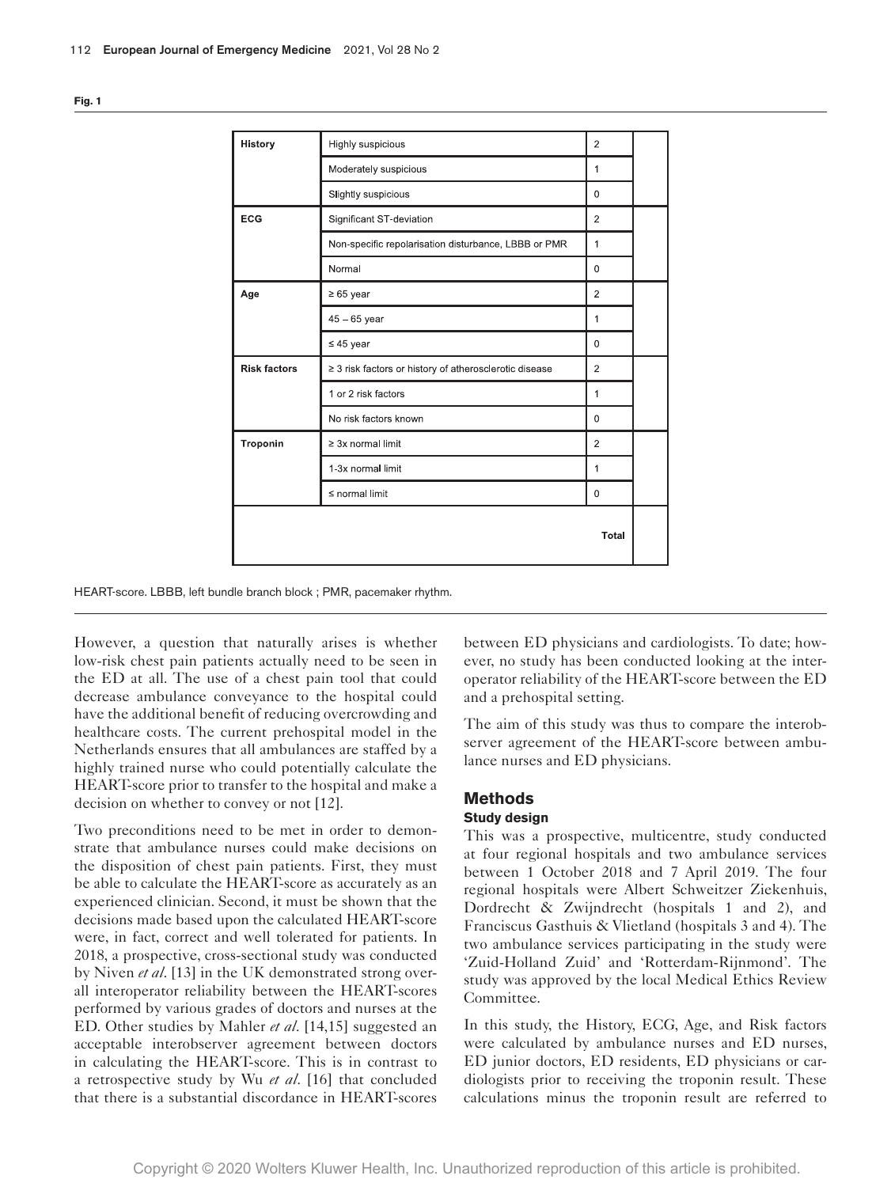**Fig. 1**

| History | Highly suspicious | 2 | |
|---|---|---|---|
| | Moderately suspicious | 1 | |
| | Slightly suspicious | 0 | |
| ECG | Significant ST-deviation | 2 | |
| | Non-specific repolarisation disturbance, LBBB or PMR | 1 | |
| | Normal | 0 | |
| Age | ≥ 65 year | 2 | |
| | 45 – 65 year | 1 | |
| | ≤ 45 year | 0 | |
| Risk factors | ≥ 3 risk factors or history of atherosclerotic disease | 2 | |
| | 1 or 2 risk factors | 1 | |
| | No risk factors known | 0 | |
| Troponin | ≥ 3x normal limit | 2 | |
| | 1-3x normal limit | 1 | |
| | ≤ normal limit | 0 | |
| | | Total | |

HEART-score. LBBB, left bundle branch block ; PMR, pacemaker rhythm.

However, a question that naturally arises is whether low-risk chest pain patients actually need to be seen in the ED at all. The use of a chest pain tool that could decrease ambulance conveyance to the hospital could have the additional benefit of reducing overcrowding and healthcare costs. The current prehospital model in the Netherlands ensures that all ambulances are staffed by a highly trained nurse who could potentially calculate the HEART-score prior to transfer to the hospital and make a decision on whether to convey or not [12].

Two preconditions need to be met in order to demonstrate that ambulance nurses could make decisions on the disposition of chest pain patients. First, they must be able to calculate the HEART-score as accurately as an experienced clinician. Second, it must be shown that the decisions made based upon the calculated HEART-score were, in fact, correct and well tolerated for patients. In 2018, a prospective, cross-sectional study was conducted by Niven *et al*. [13] in the UK demonstrated strong overall interoperator reliability between the HEART-scores performed by various grades of doctors and nurses at the ED. Other studies by Mahler *et al*. [14,15] suggested an acceptable interobserver agreement between doctors in calculating the HEART-score. This is in contrast to a retrospective study by Wu *et al*. [16] that concluded that there is a substantial discordance in HEART-scores between ED physicians and cardiologists. To date; however, no study has been conducted looking at the interoperator reliability of the HEART-score between the ED and a prehospital setting.

The aim of this study was thus to compare the interobserver agreement of the HEART-score between ambulance nurses and ED physicians.

## Methods

### Study design

This was a prospective, multicentre, study conducted at four regional hospitals and two ambulance services between 1 October 2018 and 7 April 2019. The four regional hospitals were Albert Schweitzer Ziekenhuis, Dordrecht & Zwijndrecht (hospitals 1 and 2), and Franciscus Gasthuis & Vlietland (hospitals 3 and 4). The two ambulance services participating in the study were 'Zuid-Holland Zuid' and 'Rotterdam-Rijnmond'. The study was approved by the local Medical Ethics Review Committee.

In this study, the History, ECG, Age, and Risk factors were calculated by ambulance nurses and ED nurses, ED junior doctors, ED residents, ED physicians or cardiologists prior to receiving the troponin result. These calculations minus the troponin result are referred to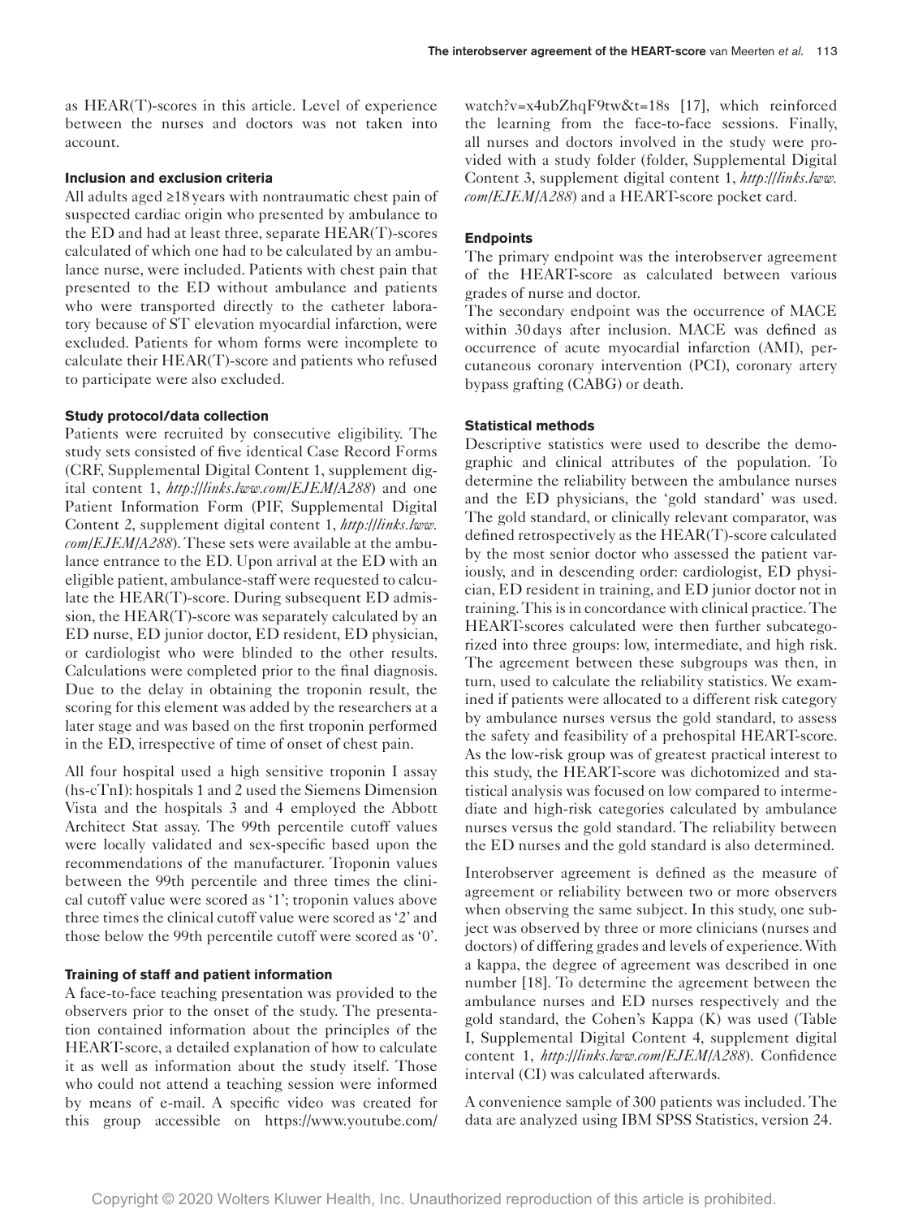as HEAR(T)-scores in this article. Level of experience between the nurses and doctors was not taken into account.

#### Inclusion and exclusion criteria

All adults aged ≥18 years with nontraumatic chest pain of suspected cardiac origin who presented by ambulance to the ED and had at least three, separate HEAR(T)-scores calculated of which one had to be calculated by an ambulance nurse, were included. Patients with chest pain that presented to the ED without ambulance and patients who were transported directly to the catheter laboratory because of ST elevation myocardial infarction, were excluded. Patients for whom forms were incomplete to calculate their HEAR(T)-score and patients who refused to participate were also excluded.

#### Study protocol/data collection

Patients were recruited by consecutive eligibility. The study sets consisted of five identical Case Record Forms (CRF, Supplemental Digital Content 1, supplement digital content 1, *http://links.lww.com/EJEM/A288*) and one Patient Information Form (PIF, Supplemental Digital Content 2, supplement digital content 1, *http://links.lww.com/EJEM/A288*). These sets were available at the ambulance entrance to the ED. Upon arrival at the ED with an eligible patient, ambulance-staff were requested to calculate the HEAR(T)-score. During subsequent ED admission, the HEAR(T)-score was separately calculated by an ED nurse, ED junior doctor, ED resident, ED physician, or cardiologist who were blinded to the other results. Calculations were completed prior to the final diagnosis. Due to the delay in obtaining the troponin result, the scoring for this element was added by the researchers at a later stage and was based on the first troponin performed in the ED, irrespective of time of onset of chest pain.

All four hospital used a high sensitive troponin I assay (hs-cTnI): hospitals 1 and 2 used the Siemens Dimension Vista and the hospitals 3 and 4 employed the Abbott Architect Stat assay. The 99th percentile cutoff values were locally validated and sex-specific based upon the recommendations of the manufacturer. Troponin values between the 99th percentile and three times the clinical cutoff value were scored as '1'; troponin values above three times the clinical cutoff value were scored as '2' and those below the 99th percentile cutoff were scored as '0'.

#### Training of staff and patient information

A face-to-face teaching presentation was provided to the observers prior to the onset of the study. The presentation contained information about the principles of the HEART-score, a detailed explanation of how to calculate it as well as information about the study itself. Those who could not attend a teaching session were informed by means of e-mail. A specific video was created for this group accessible on https://www.youtube.com/watch?v=x4ubZhqF9tw&t=18s [17], which reinforced the learning from the face-to-face sessions. Finally, all nurses and doctors involved in the study were provided with a study folder (folder, Supplemental Digital Content 3, supplement digital content 1, *http://links.lww.com/EJEM/A288*) and a HEART-score pocket card.

#### Endpoints

The primary endpoint was the interobserver agreement of the HEART-score as calculated between various grades of nurse and doctor.

The secondary endpoint was the occurrence of MACE within 30 days after inclusion. MACE was defined as occurrence of acute myocardial infarction (AMI), percutaneous coronary intervention (PCI), coronary artery bypass grafting (CABG) or death.

#### Statistical methods

Descriptive statistics were used to describe the demographic and clinical attributes of the population. To determine the reliability between the ambulance nurses and the ED physicians, the 'gold standard' was used. The gold standard, or clinically relevant comparator, was defined retrospectively as the HEAR(T)-score calculated by the most senior doctor who assessed the patient variously, and in descending order: cardiologist, ED physician, ED resident in training, and ED junior doctor not in training. This is in concordance with clinical practice. The HEART-scores calculated were then further subcategorized into three groups: low, intermediate, and high risk. The agreement between these subgroups was then, in turn, used to calculate the reliability statistics. We examined if patients were allocated to a different risk category by ambulance nurses versus the gold standard, to assess the safety and feasibility of a prehospital HEART-score. As the low-risk group was of greatest practical interest to this study, the HEART-score was dichotomized and statistical analysis was focused on low compared to intermediate and high-risk categories calculated by ambulance nurses versus the gold standard. The reliability between the ED nurses and the gold standard is also determined.

Interobserver agreement is defined as the measure of agreement or reliability between two or more observers when observing the same subject. In this study, one subject was observed by three or more clinicians (nurses and doctors) of differing grades and levels of experience. With a kappa, the degree of agreement was described in one number [18]. To determine the agreement between the ambulance nurses and ED nurses respectively and the gold standard, the Cohen's Kappa (K) was used (Table I, Supplemental Digital Content 4, supplement digital content 1, *http://links.lww.com/EJEM/A288*). Confidence interval (CI) was calculated afterwards.

A convenience sample of 300 patients was included. The data are analyzed using IBM SPSS Statistics, version 24.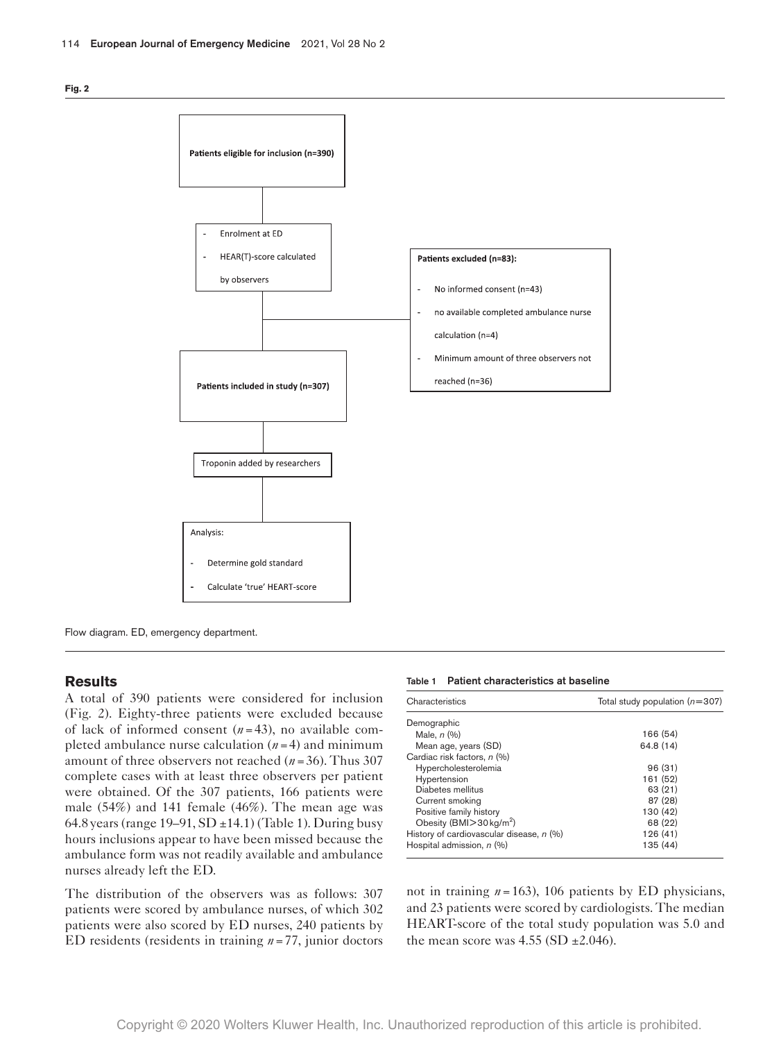**Fig. 2**

Patients eligible for inclusion (n=390)

- Enrolment at ED
- HEAR(T)-score calculated by observers

Patients excluded (n=83):

- No informed consent (n=43)
- no available completed ambulance nurse calculation (n=4)
- Minimum amount of three observers not reached (n=36)

Patients included in study (n=307)

Troponin added by researchers

Analysis:

- Determine gold standard
- Calculate 'true' HEART-score

Flow diagram. ED, emergency department.

## Results

A total of 390 patients were considered for inclusion (Fig. 2). Eighty-three patients were excluded because of lack of informed consent ($n=43$), no available completed ambulance nurse calculation ($n=4$) and minimum amount of three observers not reached ($n=36$). Thus 307 complete cases with at least three observers per patient were obtained. Of the 307 patients, 166 patients were male (54%) and 141 female (46%). The mean age was 64.8 years (range 19–91, SD ±14.1) (Table 1). During busy hours inclusions appear to have been missed because the ambulance form was not readily available and ambulance nurses already left the ED.

The distribution of the observers was as follows: 307 patients were scored by ambulance nurses, of which 302 patients were also scored by ED nurses, 240 patients by ED residents (residents in training $n=77$, junior doctors not in training $n=163$), 106 patients by ED physicians, and 23 patients were scored by cardiologists. The median HEART-score of the total study population was 5.0 and the mean score was 4.55 (SD ±2.046).

**Table 1 Patient characteristics at baseline**

| Characteristics | Total study population ($n$=307) |
|---|---|
| Demographic | |
| Male, $n$ (%) | 166 (54) |
| Mean age, years (SD) | 64.8 (14) |
| Cardiac risk factors, $n$ (%) | |
| Hypercholesterolemia | 96 (31) |
| Hypertension | 161 (52) |
| Diabetes mellitus | 63 (21) |
| Current smoking | 87 (28) |
| Positive family history | 130 (42) |
| Obesity (BMI>30 kg/m$^2$) | 68 (22) |
| History of cardiovascular disease, $n$ (%) | 126 (41) |
| Hospital admission, $n$ (%) | 135 (44) |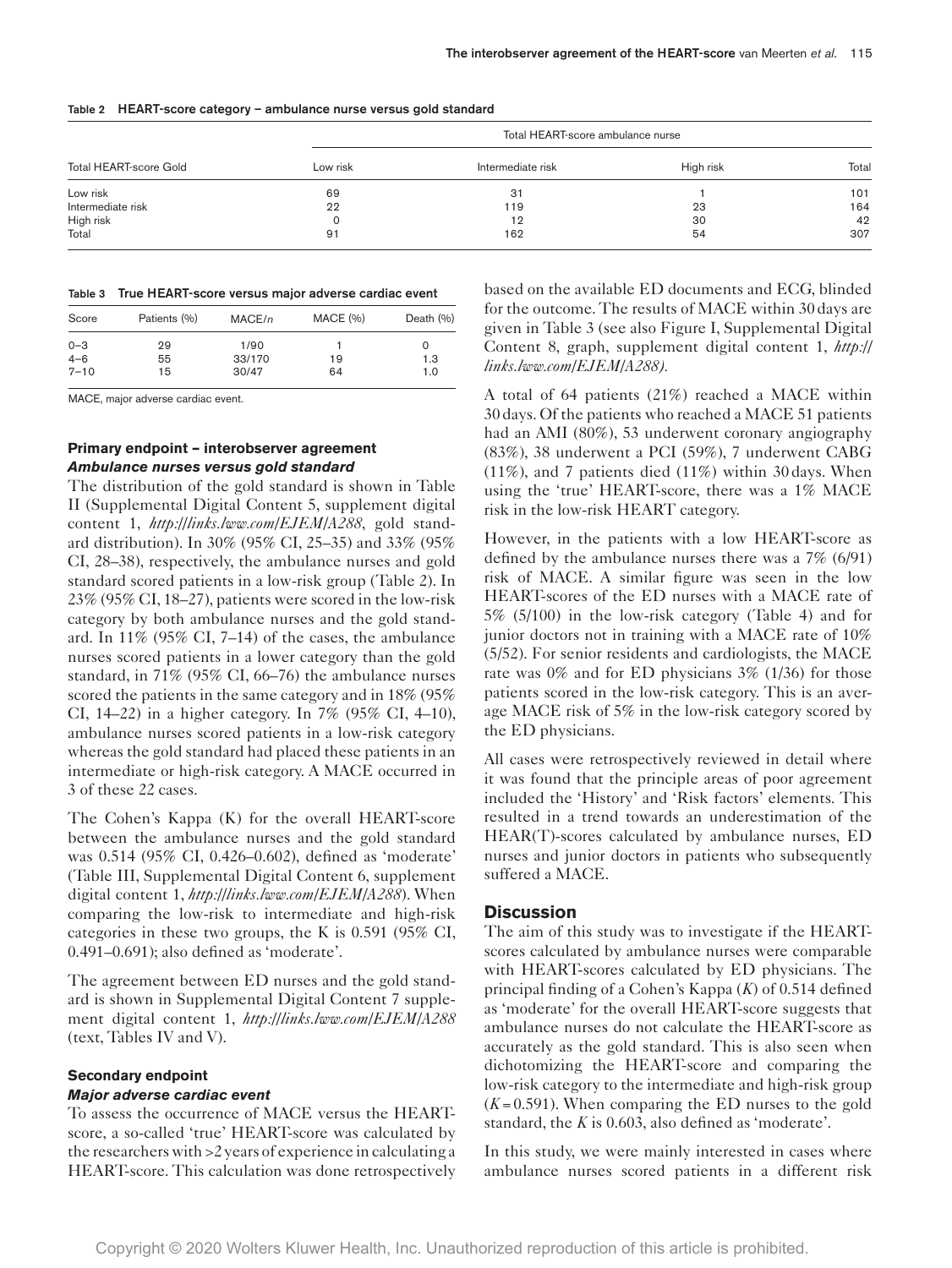**Table 2 HEART-score category – ambulance nurse versus gold standard**

| Total HEART-score Gold | Total HEART-score ambulance nurse | | | |
|---|---|---|---|---|
| | Low risk | Intermediate risk | High risk | Total |
| Low risk | 69 | 31 | 1 | 101 |
| Intermediate risk | 22 | 119 | 23 | 164 |
| High risk | 0 | 12 | 30 | 42 |
| Total | 91 | 162 | 54 | 307 |

**Table 3 True HEART-score versus major adverse cardiac event**

| Score | Patients (%) | MACE/n | MACE (%) | Death (%) |
|---|---|---|---|---|
| 0–3 | 29 | 1/90 | 1 | 0 |
| 4–6 | 55 | 33/170 | 19 | 1.3 |
| 7–10 | 15 | 30/47 | 64 | 1.0 |

MACE, major adverse cardiac event.

### Primary endpoint – interobserver agreement

#### *Ambulance nurses versus gold standard*

The distribution of the gold standard is shown in Table II (Supplemental Digital Content 5, supplement digital content 1, *http://links.lww.com/EJEM/A288*, gold standard distribution). In 30% (95% CI, 25–35) and 33% (95% CI, 28–38), respectively, the ambulance nurses and gold standard scored patients in a low-risk group (Table 2). In 23% (95% CI, 18–27), patients were scored in the low-risk category by both ambulance nurses and the gold standard. In 11% (95% CI, 7–14) of the cases, the ambulance nurses scored patients in a lower category than the gold standard, in 71% (95% CI, 66–76) the ambulance nurses scored the patients in the same category and in 18% (95% CI, 14–22) in a higher category. In 7% (95% CI, 4–10), ambulance nurses scored patients in a low-risk category whereas the gold standard had placed these patients in an intermediate or high-risk category. A MACE occurred in 3 of these 22 cases.

The Cohen's Kappa (K) for the overall HEART-score between the ambulance nurses and the gold standard was 0.514 (95% CI, 0.426–0.602), defined as 'moderate' (Table III, Supplemental Digital Content 6, supplement digital content 1, *http://links.lww.com/EJEM/A288*). When comparing the low-risk to intermediate and high-risk categories in these two groups, the K is 0.591 (95% CI, 0.491–0.691); also defined as 'moderate'.

The agreement between ED nurses and the gold standard is shown in Supplemental Digital Content 7 supplement digital content 1, *http://links.lww.com/EJEM/A288* (text, Tables IV and V).

### Secondary endpoint

#### *Major adverse cardiac event*

To assess the occurrence of MACE versus the HEART-score, a so-called 'true' HEART-score was calculated by the researchers with >2 years of experience in calculating a HEART-score. This calculation was done retrospectively based on the available ED documents and ECG, blinded for the outcome. The results of MACE within 30 days are given in Table 3 (see also Figure I, Supplemental Digital Content 8, graph, supplement digital content 1, *http://links.lww.com/EJEM/A288).*

A total of 64 patients (21%) reached a MACE within 30 days. Of the patients who reached a MACE 51 patients had an AMI (80%), 53 underwent coronary angiography (83%), 38 underwent a PCI (59%), 7 underwent CABG (11%), and 7 patients died (11%) within 30 days. When using the 'true' HEART-score, there was a 1% MACE risk in the low-risk HEART category.

However, in the patients with a low HEART-score as defined by the ambulance nurses there was a 7% (6/91) risk of MACE. A similar figure was seen in the low HEART-scores of the ED nurses with a MACE rate of 5% (5/100) in the low-risk category (Table 4) and for junior doctors not in training with a MACE rate of 10% (5/52). For senior residents and cardiologists, the MACE rate was 0% and for ED physicians 3% (1/36) for those patients scored in the low-risk category. This is an average MACE risk of 5% in the low-risk category scored by the ED physicians.

All cases were retrospectively reviewed in detail where it was found that the principle areas of poor agreement included the 'History' and 'Risk factors' elements. This resulted in a trend towards an underestimation of the HEAR(T)-scores calculated by ambulance nurses, ED nurses and junior doctors in patients who subsequently suffered a MACE.

## Discussion

The aim of this study was to investigate if the HEART-scores calculated by ambulance nurses were comparable with HEART-scores calculated by ED physicians. The principal finding of a Cohen's Kappa ($K$) of 0.514 defined as 'moderate' for the overall HEART-score suggests that ambulance nurses do not calculate the HEART-score as accurately as the gold standard. This is also seen when dichotomizing the HEART-score and comparing the low-risk category to the intermediate and high-risk group ($K = 0.591$). When comparing the ED nurses to the gold standard, the $K$ is 0.603, also defined as 'moderate'.

In this study, we were mainly interested in cases where ambulance nurses scored patients in a different risk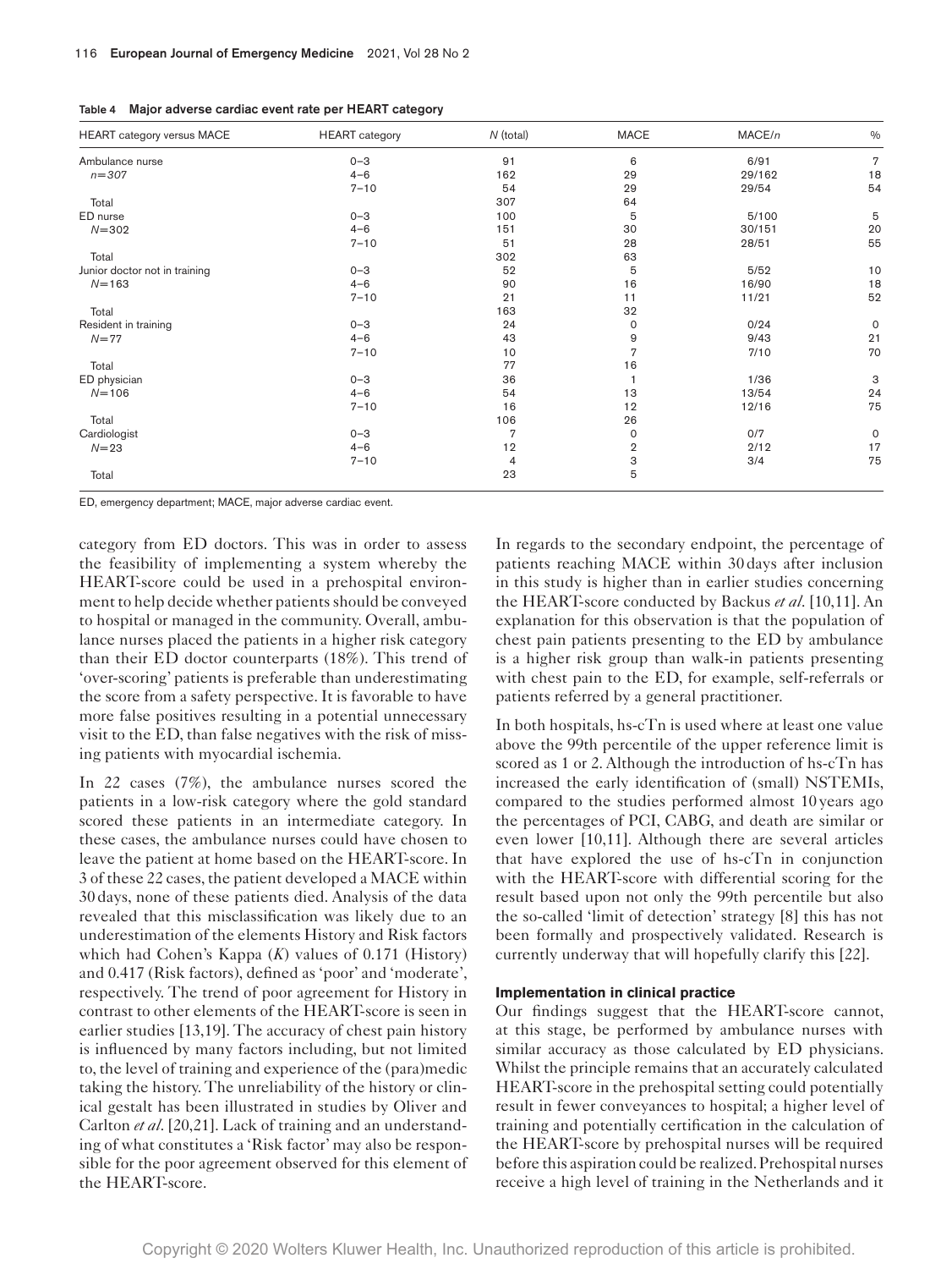**Table 4 Major adverse cardiac event rate per HEART category**

| HEART category versus MACE | HEART category | *N* (total) | MACE | MACE/*n* | % |
|---|---|---|---|---|---|
| Ambulance nurse | 0–3 | 91 | 6 | 6/91 | 7 |
| *n*=307 | 4–6 | 162 | 29 | 29/162 | 18 |
| | 7–10 | 54 | 29 | 29/54 | 54 |
| Total | | 307 | 64 | | |
| ED nurse | 0–3 | 100 | 5 | 5/100 | 5 |
| *N*=302 | 4–6 | 151 | 30 | 30/151 | 20 |
| | 7–10 | 51 | 28 | 28/51 | 55 |
| Total | | 302 | 63 | | |
| Junior doctor not in training | 0–3 | 52 | 5 | 5/52 | 10 |
| *N*=163 | 4–6 | 90 | 16 | 16/90 | 18 |
| | 7–10 | 21 | 11 | 11/21 | 52 |
| Total | | 163 | 32 | | |
| Resident in training | 0–3 | 24 | 0 | 0/24 | 0 |
| *N*=77 | 4–6 | 43 | 9 | 9/43 | 21 |
| | 7–10 | 10 | 7 | 7/10 | 70 |
| Total | | 77 | 16 | | |
| ED physician | 0–3 | 36 | 1 | 1/36 | 3 |
| *N*=106 | 4–6 | 54 | 13 | 13/54 | 24 |
| | 7–10 | 16 | 12 | 12/16 | 75 |
| Total | | 106 | 26 | | |
| Cardiologist | 0–3 | 7 | 0 | 0/7 | 0 |
| *N*=23 | 4–6 | 12 | 2 | 2/12 | 17 |
| | 7–10 | 4 | 3 | 3/4 | 75 |
| Total | | 23 | 5 | | |

ED, emergency department; MACE, major adverse cardiac event.

category from ED doctors. This was in order to assess the feasibility of implementing a system whereby the HEART-score could be used in a prehospital environment to help decide whether patients should be conveyed to hospital or managed in the community. Overall, ambulance nurses placed the patients in a higher risk category than their ED doctor counterparts (18%). This trend of 'over-scoring' patients is preferable than underestimating the score from a safety perspective. It is favorable to have more false positives resulting in a potential unnecessary visit to the ED, than false negatives with the risk of missing patients with myocardial ischemia.

In 22 cases (7%), the ambulance nurses scored the patients in a low-risk category where the gold standard scored these patients in an intermediate category. In these cases, the ambulance nurses could have chosen to leave the patient at home based on the HEART-score. In 3 of these 22 cases, the patient developed a MACE within 30 days, none of these patients died. Analysis of the data revealed that this misclassification was likely due to an underestimation of the elements History and Risk factors which had Cohen's Kappa (*K*) values of 0.171 (History) and 0.417 (Risk factors), defined as 'poor' and 'moderate', respectively. The trend of poor agreement for History in contrast to other elements of the HEART-score is seen in earlier studies [13,19]. The accuracy of chest pain history is influenced by many factors including, but not limited to, the level of training and experience of the (para)medic taking the history. The unreliability of the history or clinical gestalt has been illustrated in studies by Oliver and Carlton *et al*. [20,21]. Lack of training and an understanding of what constitutes a 'Risk factor' may also be responsible for the poor agreement observed for this element of the HEART-score.

In regards to the secondary endpoint, the percentage of patients reaching MACE within 30 days after inclusion in this study is higher than in earlier studies concerning the HEART-score conducted by Backus *et al*. [10,11]. An explanation for this observation is that the population of chest pain patients presenting to the ED by ambulance is a higher risk group than walk-in patients presenting with chest pain to the ED, for example, self-referrals or patients referred by a general practitioner.

In both hospitals, hs-cTn is used where at least one value above the 99th percentile of the upper reference limit is scored as 1 or 2. Although the introduction of hs-cTn has increased the early identification of (small) NSTEMIs, compared to the studies performed almost 10 years ago the percentages of PCI, CABG, and death are similar or even lower [10,11]. Although there are several articles that have explored the use of hs-cTn in conjunction with the HEART-score with differential scoring for the result based upon not only the 99th percentile but also the so-called 'limit of detection' strategy [8] this has not been formally and prospectively validated. Research is currently underway that will hopefully clarify this [22].

### Implementation in clinical practice

Our findings suggest that the HEART-score cannot, at this stage, be performed by ambulance nurses with similar accuracy as those calculated by ED physicians. Whilst the principle remains that an accurately calculated HEART-score in the prehospital setting could potentially result in fewer conveyances to hospital; a higher level of training and potentially certification in the calculation of the HEART-score by prehospital nurses will be required before this aspiration could be realized. Prehospital nurses receive a high level of training in the Netherlands and it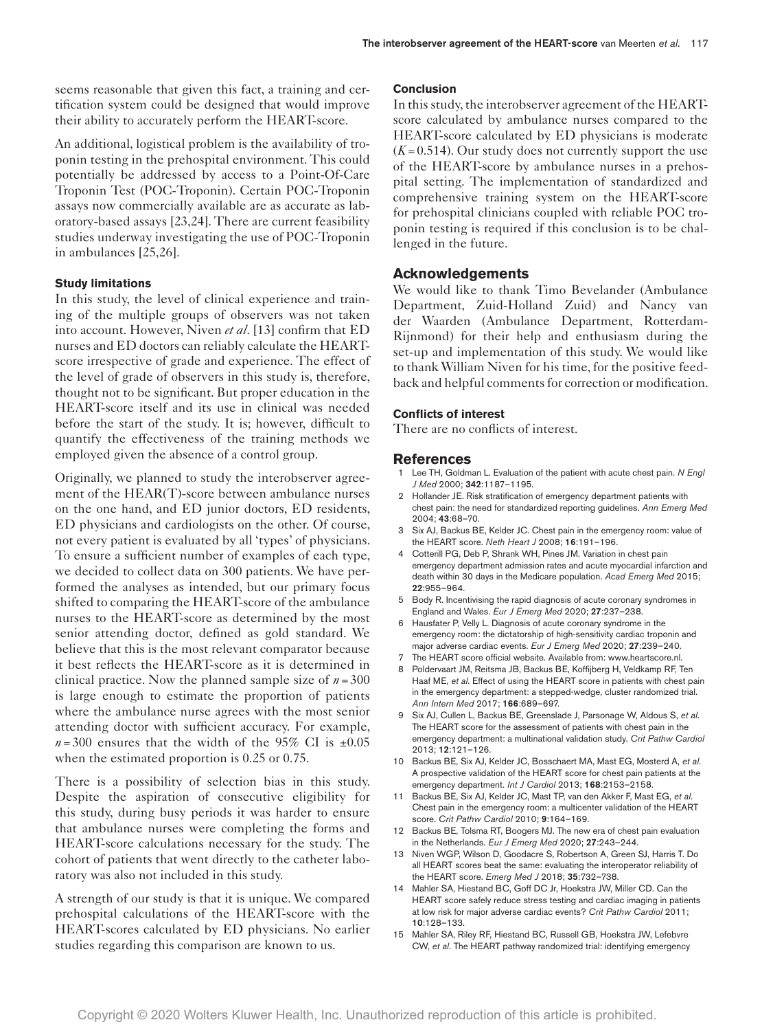seems reasonable that given this fact, a training and certification system could be designed that would improve their ability to accurately perform the HEART-score.

An additional, logistical problem is the availability of troponin testing in the prehospital environment. This could potentially be addressed by access to a Point-Of-Care Troponin Test (POC-Troponin). Certain POC-Troponin assays now commercially available are as accurate as laboratory-based assays [23,24]. There are current feasibility studies underway investigating the use of POC-Troponin in ambulances [25,26].

#### Study limitations

In this study, the level of clinical experience and training of the multiple groups of observers was not taken into account. However, Niven *et al*. [13] confirm that ED nurses and ED doctors can reliably calculate the HEART-score irrespective of grade and experience. The effect of the level of grade of observers in this study is, therefore, thought not to be significant. But proper education in the HEART-score itself and its use in clinical was needed before the start of the study. It is; however, difficult to quantify the effectiveness of the training methods we employed given the absence of a control group.

Originally, we planned to study the interobserver agreement of the HEAR(T)-score between ambulance nurses on the one hand, and ED junior doctors, ED residents, ED physicians and cardiologists on the other. Of course, not every patient is evaluated by all 'types' of physicians. To ensure a sufficient number of examples of each type, we decided to collect data on 300 patients. We have performed the analyses as intended, but our primary focus shifted to comparing the HEART-score of the ambulance nurses to the HEART-score as determined by the most senior attending doctor, defined as gold standard. We believe that this is the most relevant comparator because it best reflects the HEART-score as it is determined in clinical practice. Now the planned sample size of $n = 300$ is large enough to estimate the proportion of patients where the ambulance nurse agrees with the most senior attending doctor with sufficient accuracy. For example, $n = 300$ ensures that the width of the 95% CI is $\pm 0.05$ when the estimated proportion is 0.25 or 0.75.

There is a possibility of selection bias in this study. Despite the aspiration of consecutive eligibility for this study, during busy periods it was harder to ensure that ambulance nurses were completing the forms and HEART-score calculations necessary for the study. The cohort of patients that went directly to the catheter laboratory was also not included in this study.

A strength of our study is that it is unique. We compared prehospital calculations of the HEART-score with the HEART-scores calculated by ED physicians. No earlier studies regarding this comparison are known to us.

#### Conclusion

In this study, the interobserver agreement of the HEART-score calculated by ambulance nurses compared to the HEART-score calculated by ED physicians is moderate ($K = 0.514$). Our study does not currently support the use of the HEART-score by ambulance nurses in a prehospital setting. The implementation of standardized and comprehensive training system on the HEART-score for prehospital clinicians coupled with reliable POC troponin testing is required if this conclusion is to be challenged in the future.

## Acknowledgements

We would like to thank Timo Bevelander (Ambulance Department, Zuid-Holland Zuid) and Nancy van der Waarden (Ambulance Department, Rotterdam-Rijnmond) for their help and enthusiasm during the set-up and implementation of this study. We would like to thank William Niven for his time, for the positive feedback and helpful comments for correction or modification.

#### Conflicts of interest

There are no conflicts of interest.

## References

1. Lee TH, Goldman L. Evaluation of the patient with acute chest pain. *N Engl J Med* 2000; **342**:1187–1195.
2. Hollander JE. Risk stratification of emergency department patients with chest pain: the need for standardized reporting guidelines. *Ann Emerg Med* 2004; **43**:68–70.
3. Six AJ, Backus BE, Kelder JC. Chest pain in the emergency room: value of the HEART score. *Neth Heart J* 2008; **16**:191–196.
4. Cotterill PG, Deb P, Shrank WH, Pines JM. Variation in chest pain emergency department admission rates and acute myocardial infarction and death within 30 days in the Medicare population. *Acad Emerg Med* 2015; **22**:955–964.
5. Body R. Incentivising the rapid diagnosis of acute coronary syndromes in England and Wales. *Eur J Emerg Med* 2020; **27**:237–238.
6. Hausfater P, Velly L. Diagnosis of acute coronary syndrome in the emergency room: the dictatorship of high-sensitivity cardiac troponin and major adverse cardiac events. *Eur J Emerg Med* 2020; **27**:239–240.
7. The HEART score official website. Available from: www.heartscore.nl.
8. Poldervaart JM, Reitsma JB, Backus BE, Koffijberg H, Veldkamp RF, Ten Haaf ME, *et al*. Effect of using the HEART score in patients with chest pain in the emergency department: a stepped-wedge, cluster randomized trial. *Ann Intern Med* 2017; **166**:689–697.
9. Six AJ, Cullen L, Backus BE, Greenslade J, Parsonage W, Aldous S, *et al*. The HEART score for the assessment of patients with chest pain in the emergency department: a multinational validation study. *Crit Pathw Cardiol* 2013; **12**:121–126.
10. Backus BE, Six AJ, Kelder JC, Bosschaert MA, Mast EG, Mosterd A, *et al*. A prospective validation of the HEART score for chest pain patients at the emergency department. *Int J Cardiol* 2013; **168**:2153–2158.
11. Backus BE, Six AJ, Kelder JC, Mast TP, van den Akker F, Mast EG, *et al*. Chest pain in the emergency room: a multicenter validation of the HEART score. *Crit Pathw Cardiol* 2010; **9**:164–169.
12. Backus BE, Tolsma RT, Boogers MJ. The new era of chest pain evaluation in the Netherlands. *Eur J Emerg Med* 2020; **27**:243–244.
13. Niven WGP, Wilson D, Goodacre S, Robertson A, Green SJ, Harris T. Do all HEART scores beat the same: evaluating the interoperator reliability of the HEART score. *Emerg Med J* 2018; **35**:732–738.
14. Mahler SA, Hiestand BC, Goff DC Jr, Hoekstra JW, Miller CD. Can the HEART score safely reduce stress testing and cardiac imaging in patients at low risk for major adverse cardiac events? *Crit Pathw Cardiol* 2011; **10**:128–133.
15. Mahler SA, Riley RF, Hiestand BC, Russell GB, Hoekstra JW, Lefebvre CW, *et al*. The HEART pathway randomized trial: identifying emergency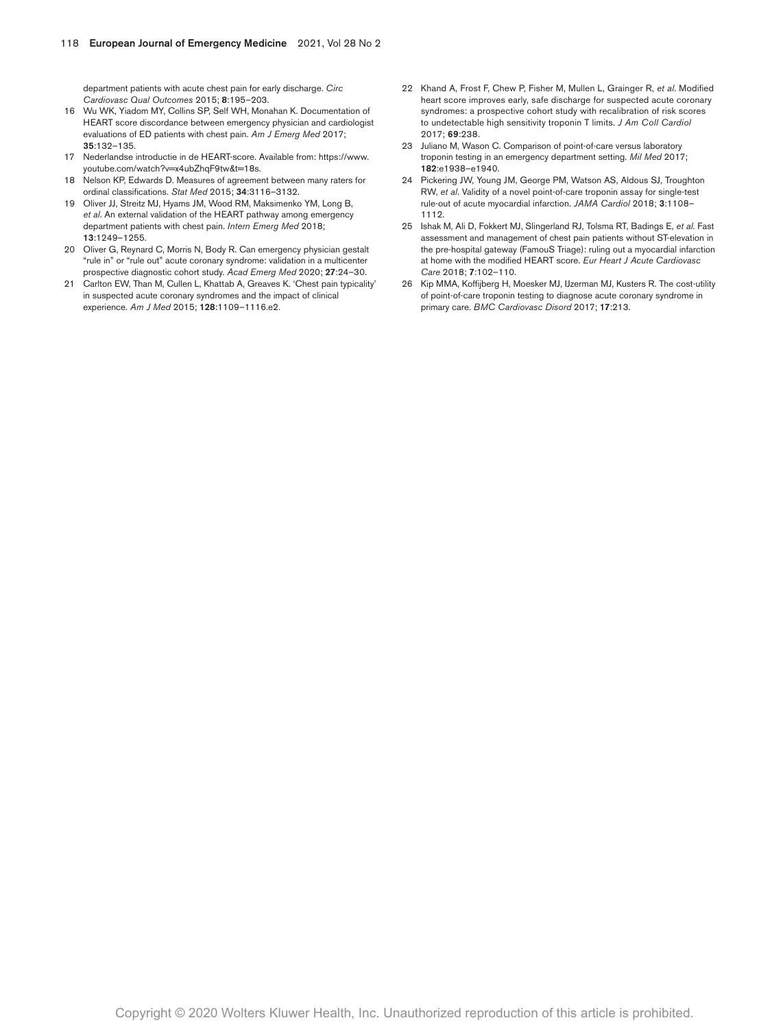department patients with acute chest pain for early discharge. *Circ Cardiovasc Qual Outcomes* 2015; **8**:195–203.

16 Wu WK, Yiadom MY, Collins SP, Self WH, Monahan K. Documentation of HEART score discordance between emergency physician and cardiologist evaluations of ED patients with chest pain. *Am J Emerg Med* 2017; **35**:132–135.

17 Nederlandse introductie in de HEART-score. Available from: https://www.youtube.com/watch?v=x4ubZhqF9tw&t=18s.

18 Nelson KP, Edwards D. Measures of agreement between many raters for ordinal classifications. *Stat Med* 2015; **34**:3116–3132.

19 Oliver JJ, Streitz MJ, Hyams JM, Wood RM, Maksimenko YM, Long B, *et al*. An external validation of the HEART pathway among emergency department patients with chest pain. *Intern Emerg Med* 2018; **13**:1249–1255.

20 Oliver G, Reynard C, Morris N, Body R. Can emergency physician gestalt "rule in" or "rule out" acute coronary syndrome: validation in a multicenter prospective diagnostic cohort study. *Acad Emerg Med* 2020; **27**:24–30.

21 Carlton EW, Than M, Cullen L, Khattab A, Greaves K. 'Chest pain typicality' in suspected acute coronary syndromes and the impact of clinical experience. *Am J Med* 2015; **128**:1109–1116.e2.

22 Khand A, Frost F, Chew P, Fisher M, Mullen L, Grainger R, *et al*. Modified heart score improves early, safe discharge for suspected acute coronary syndromes: a prospective cohort study with recalibration of risk scores to undetectable high sensitivity troponin T limits. *J Am Coll Cardiol* 2017; **69**:238.

23 Juliano M, Wason C. Comparison of point-of-care versus laboratory troponin testing in an emergency department setting. *Mil Med* 2017; **182**:e1938–e1940.

24 Pickering JW, Young JM, George PM, Watson AS, Aldous SJ, Troughton RW, *et al*. Validity of a novel point-of-care troponin assay for single-test rule-out of acute myocardial infarction. *JAMA Cardiol* 2018; **3**:1108–1112.

25 Ishak M, Ali D, Fokkert MJ, Slingerland RJ, Tolsma RT, Badings E, *et al*. Fast assessment and management of chest pain patients without ST-elevation in the pre-hospital gateway (FamouS Triage): ruling out a myocardial infarction at home with the modified HEART score. *Eur Heart J Acute Cardiovasc Care* 2018; **7**:102–110.

26 Kip MMA, Koffijberg H, Moesker MJ, IJzerman MJ, Kusters R. The cost-utility of point-of-care troponin testing to diagnose acute coronary syndrome in primary care. *BMC Cardiovasc Disord* 2017; **17**:213.